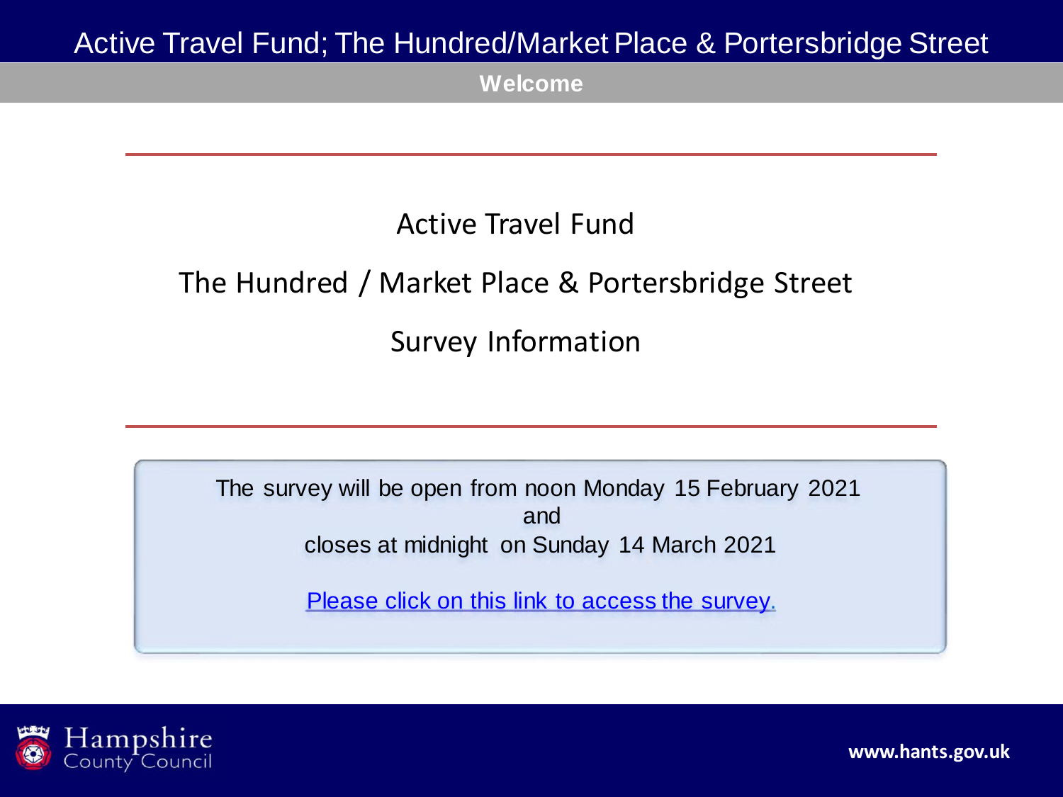# Active Travel Fund; The Hundred/Market Place & Portersbridge Street

## Welcome

Active Travel Fund

The Hundred / Market Place & Portersbridge Street

Survey Information

The survey will be open from noon Monday 15 February 2021
and
closes at midnight on Sunday 14 March 2021

Please click on this link to access the survey.

Hampshire County Council

www.hants.gov.uk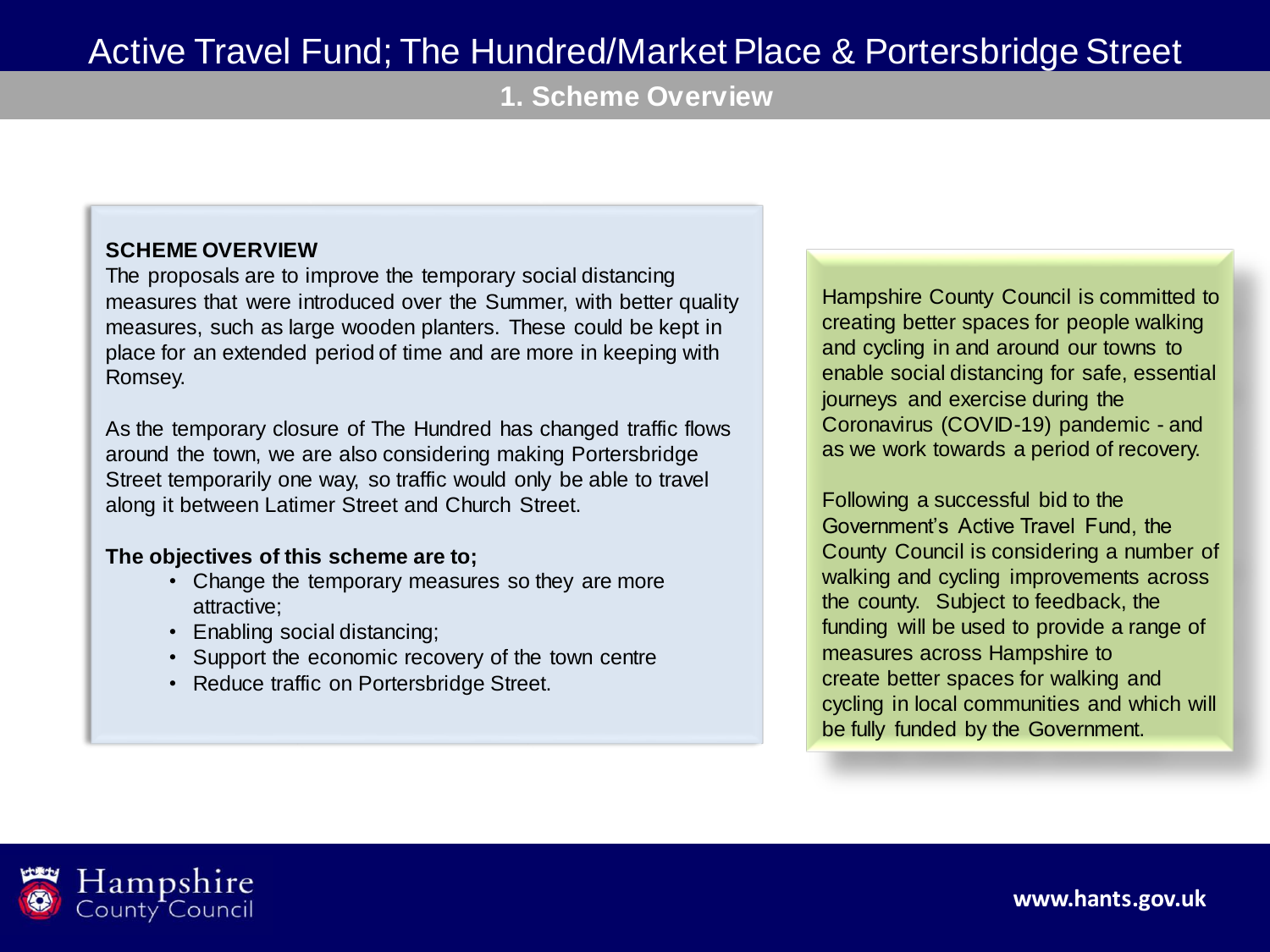# Active Travel Fund; The Hundred/Market Place & Portersbridge Street

## 1. Scheme Overview

**SCHEME OVERVIEW**

The proposals are to improve the temporary social distancing measures that were introduced over the Summer, with better quality measures, such as large wooden planters. These could be kept in place for an extended period of time and are more in keeping with Romsey.

As the temporary closure of The Hundred has changed traffic flows around the town, we are also considering making Portersbridge Street temporarily one way, so traffic would only be able to travel along it between Latimer Street and Church Street.

**The objectives of this scheme are to;**

- Change the temporary measures so they are more attractive;
- Enabling social distancing;
- Support the economic recovery of the town centre
- Reduce traffic on Portersbridge Street.

Hampshire County Council is committed to creating better spaces for people walking and cycling in and around our towns to enable social distancing for safe, essential journeys and exercise during the Coronavirus (COVID-19) pandemic - and as we work towards a period of recovery.

Following a successful bid to the Government's Active Travel Fund, the County Council is considering a number of walking and cycling improvements across the county. Subject to feedback, the funding will be used to provide a range of measures across Hampshire to create better spaces for walking and cycling in local communities and which will be fully funded by the Government.

Hampshire County Council

www.hants.gov.uk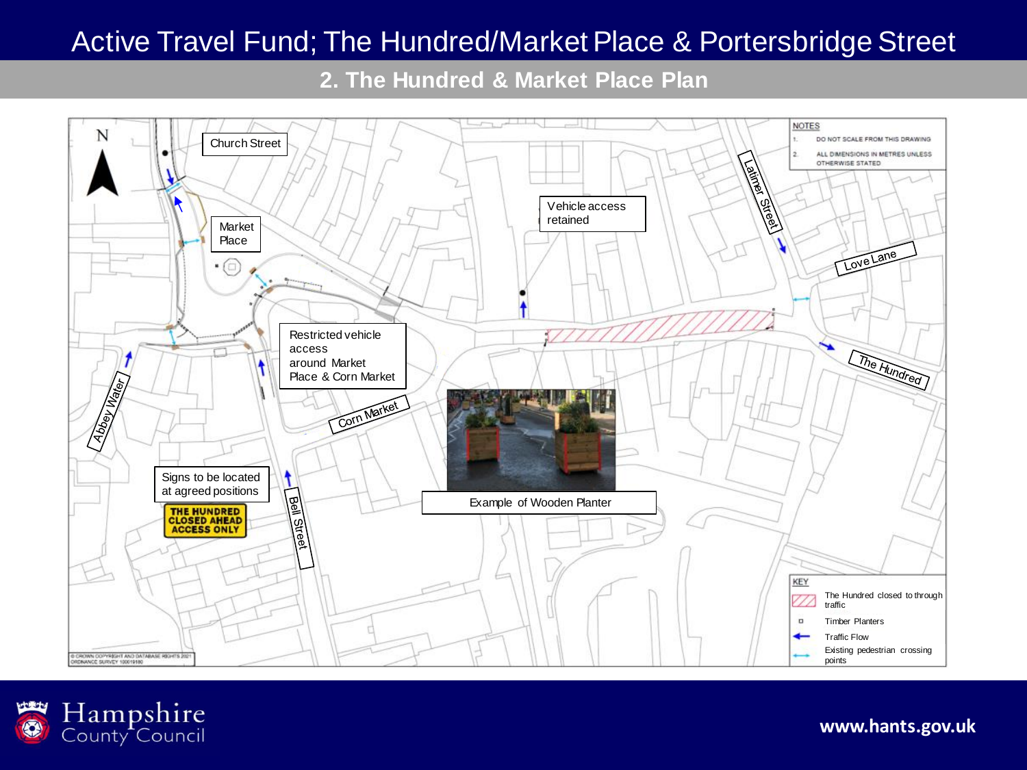# Active Travel Fund; The Hundred/Market Place & Portersbridge Street

## 2. The Hundred & Market Place Plan

N

Church Street

Market Place

Vehicle access retained

Latimer Street

Love Lane

Restricted vehicle access around Market Place & Corn Market

The Hundred

Abbey Water

Corn Market

Signs to be located at agreed positions

THE HUNDRED CLOSED AHEAD ACCESS ONLY

Bell Street

Example of Wooden Planter

NOTES

1. DO NOT SCALE FROM THIS DRAWING
2. ALL DIMENSIONS IN METRES UNLESS OTHERWISE STATED

KEY

- The Hundred closed to through traffic
- Timber Planters
- Traffic Flow
- Existing pedestrian crossing points

© CROWN COPYRIGHT AND DATABASE RIGHTS 2021 ORDNANCE SURVEY 100019180

Hampshire County Council

www.hants.gov.uk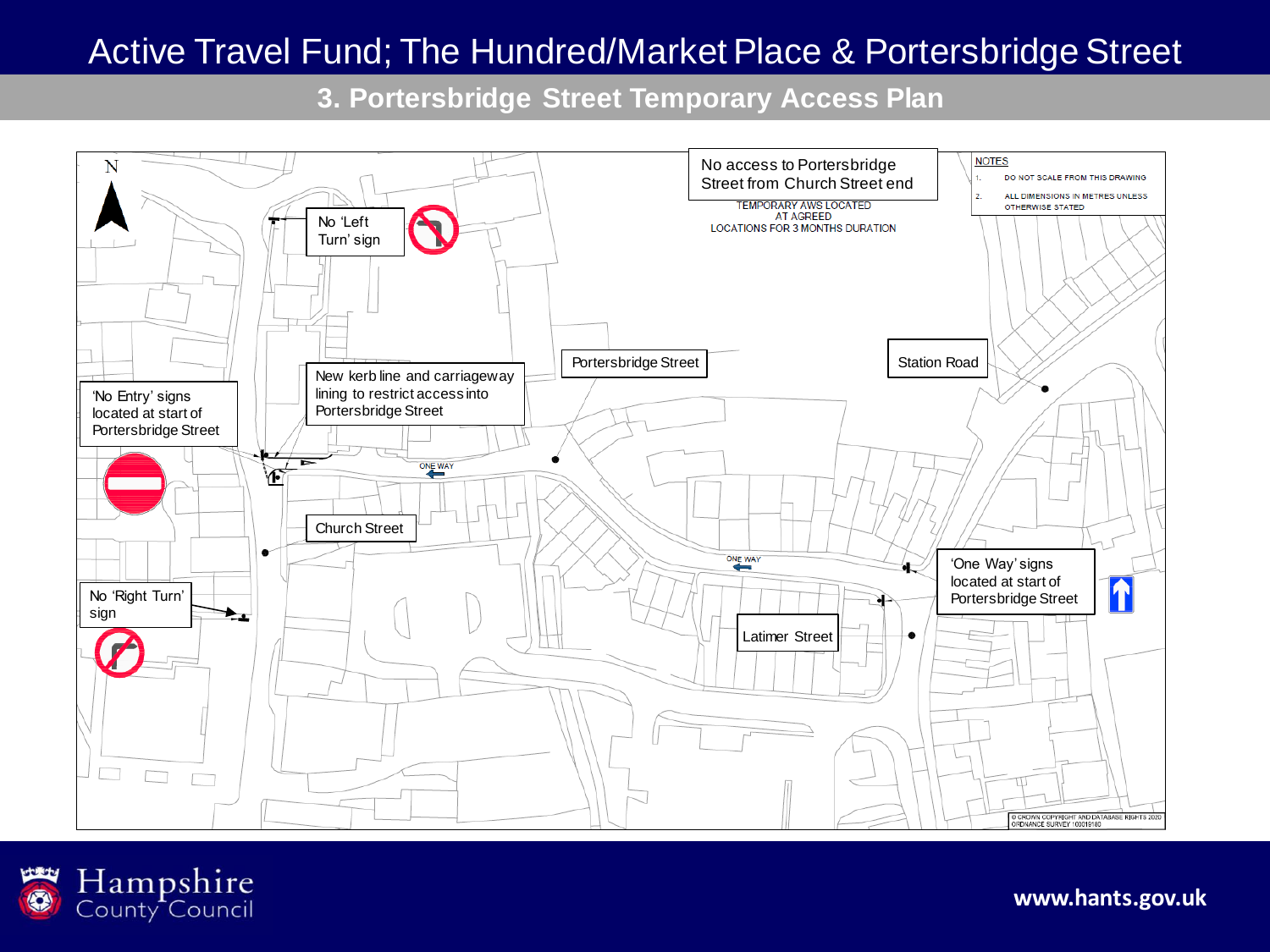# Active Travel Fund; The Hundred/Market Place & Portersbridge Street

## 3. Portersbridge Street Temporary Access Plan

N

No access to Portersbridge Street from Church Street end

TEMPORARY AWS LOCATED AT AGREED LOCATIONS FOR 3 MONTHS DURATION

NOTES

1. DO NOT SCALE FROM THIS DRAWING
2. ALL DIMENSIONS IN METRES UNLESS OTHERWISE STATED

No 'Left Turn' sign

'No Entry' signs located at start of Portersbridge Street

New kerb line and carriageway lining to restrict access into Portersbridge Street

Portersbridge Street

Station Road

ONE WAY

Church Street

ONE WAY

'One Way' signs located at start of Portersbridge Street

No 'Right Turn' sign

Latimer Street

© CROWN COPYRIGHT AND DATABASE RIGHTS 2020 ORDNANCE SURVEY 100019180

Hampshire County Council

www.hants.gov.uk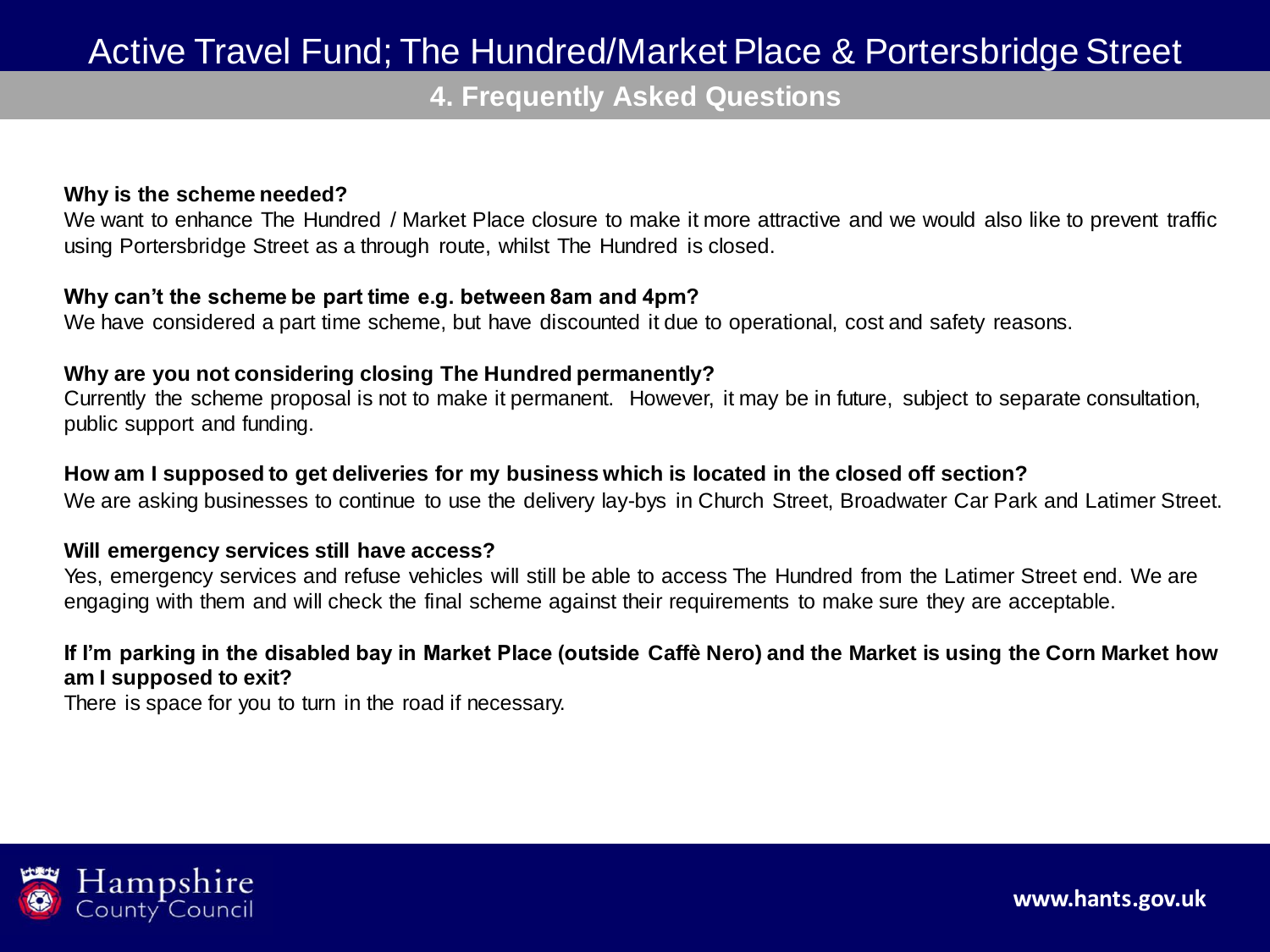# Active Travel Fund; The Hundred/Market Place & Portersbridge Street

## 4. Frequently Asked Questions

**Why is the scheme needed?**
We want to enhance The Hundred / Market Place closure to make it more attractive and we would also like to prevent traffic using Portersbridge Street as a through route, whilst The Hundred is closed.

**Why can't the scheme be part time e.g. between 8am and 4pm?**
We have considered a part time scheme, but have discounted it due to operational, cost and safety reasons.

**Why are you not considering closing The Hundred permanently?**
Currently the scheme proposal is not to make it permanent. However, it may be in future, subject to separate consultation, public support and funding.

**How am I supposed to get deliveries for my business which is located in the closed off section?**
We are asking businesses to continue to use the delivery lay-bys in Church Street, Broadwater Car Park and Latimer Street.

**Will emergency services still have access?**
Yes, emergency services and refuse vehicles will still be able to access The Hundred from the Latimer Street end. We are engaging with them and will check the final scheme against their requirements to make sure they are acceptable.

**If I'm parking in the disabled bay in Market Place (outside Caffè Nero) and the Market is using the Corn Market how am I supposed to exit?**
There is space for you to turn in the road if necessary.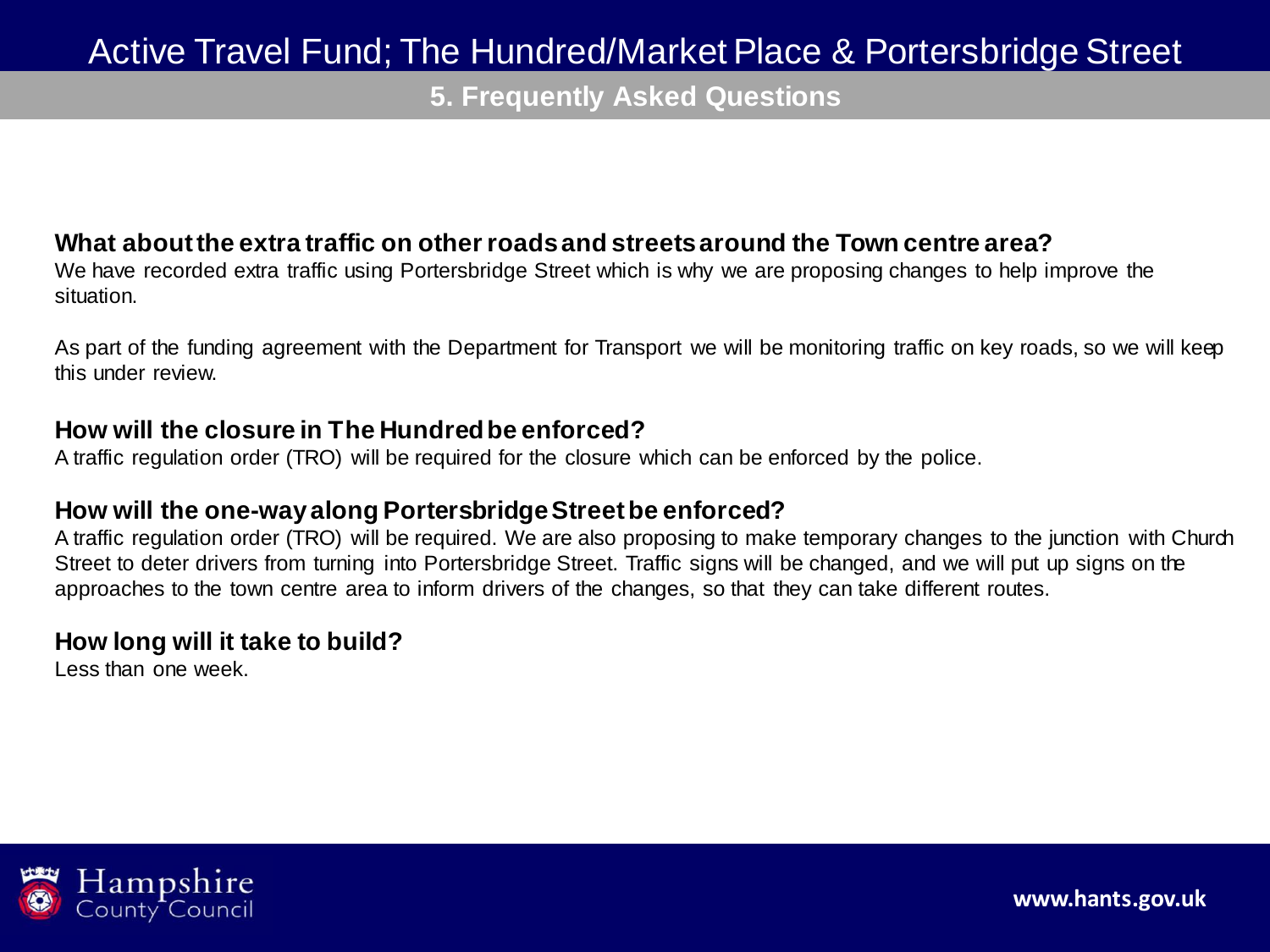# Active Travel Fund; The Hundred/Market Place & Portersbridge Street

## 5. Frequently Asked Questions

### What about the extra traffic on other roads and streets around the Town centre area?

We have recorded extra traffic using Portersbridge Street which is why we are proposing changes to help improve the situation.

As part of the funding agreement with the Department for Transport we will be monitoring traffic on key roads, so we will keep this under review.

### How will the closure in The Hundred be enforced?

A traffic regulation order (TRO) will be required for the closure which can be enforced by the police.

### How will the one-way along Portersbridge Street be enforced?

A traffic regulation order (TRO) will be required. We are also proposing to make temporary changes to the junction with Church Street to deter drivers from turning into Portersbridge Street. Traffic signs will be changed, and we will put up signs on the approaches to the town centre area to inform drivers of the changes, so that they can take different routes.

### How long will it take to build?

Less than one week.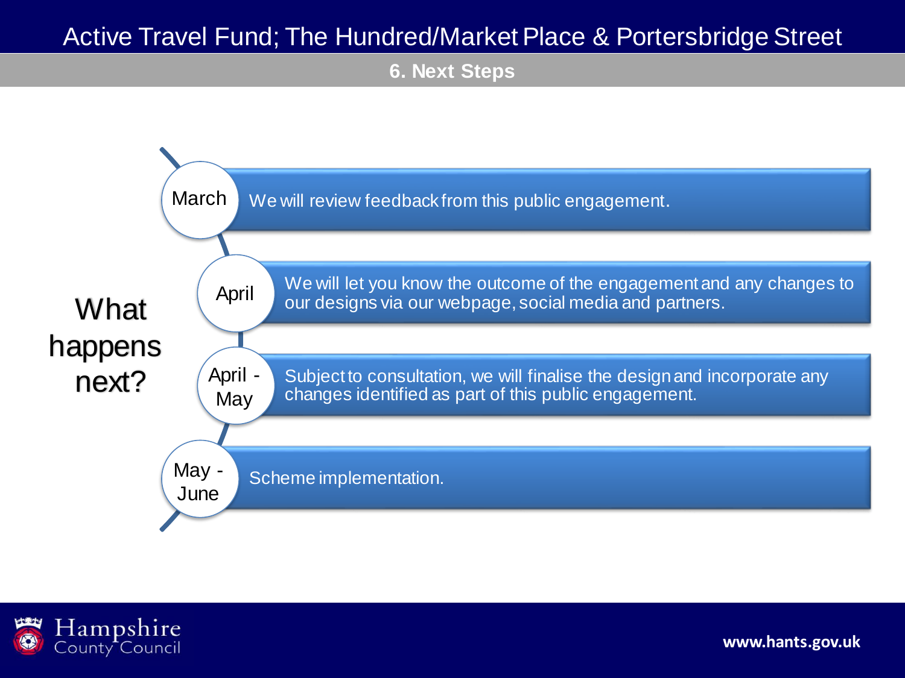# Active Travel Fund; The Hundred/Market Place & Portersbridge Street

## 6. Next Steps

### What happens next?

| | |
|---|---|
| March | We will review feedback from this public engagement. |
| April | We will let you know the outcome of the engagement and any changes to our designs via our webpage, social media and partners. |
| April - May | Subject to consultation, we will finalise the design and incorporate any changes identified as part of this public engagement. |
| May - June | Scheme implementation. |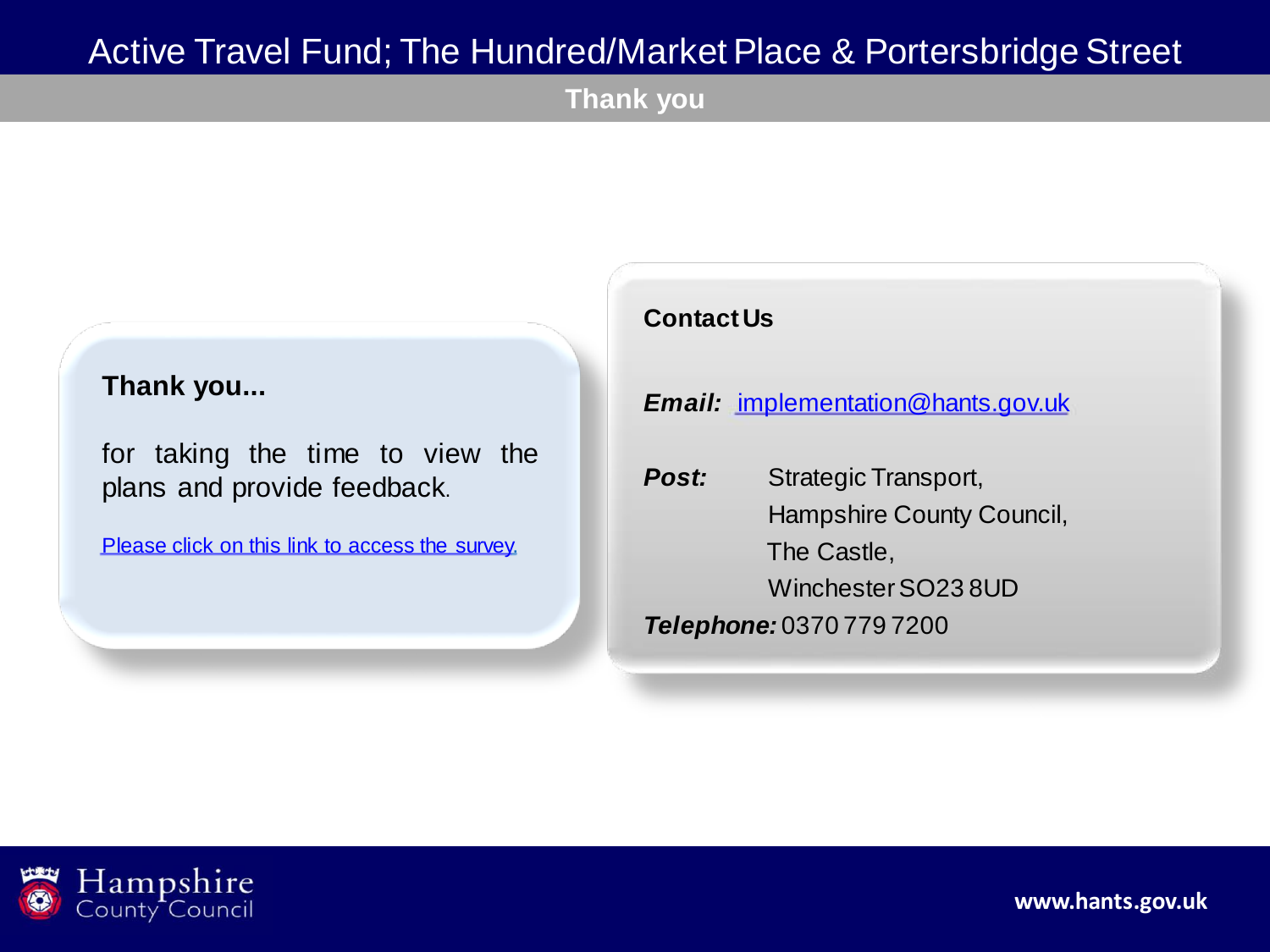# Active Travel Fund; The Hundred/Market Place & Portersbridge Street

## Thank you

**Thank you...**

for taking the time to view the plans and provide feedback.

Please click on this link to access the survey.

**Contact Us**

***Email:*** implementation@hants.gov.uk

***Post:*** Strategic Transport,
Hampshire County Council,
The Castle,
Winchester SO23 8UD

***Telephone:*** 0370 779 7200

Hampshire County Council

www.hants.gov.uk